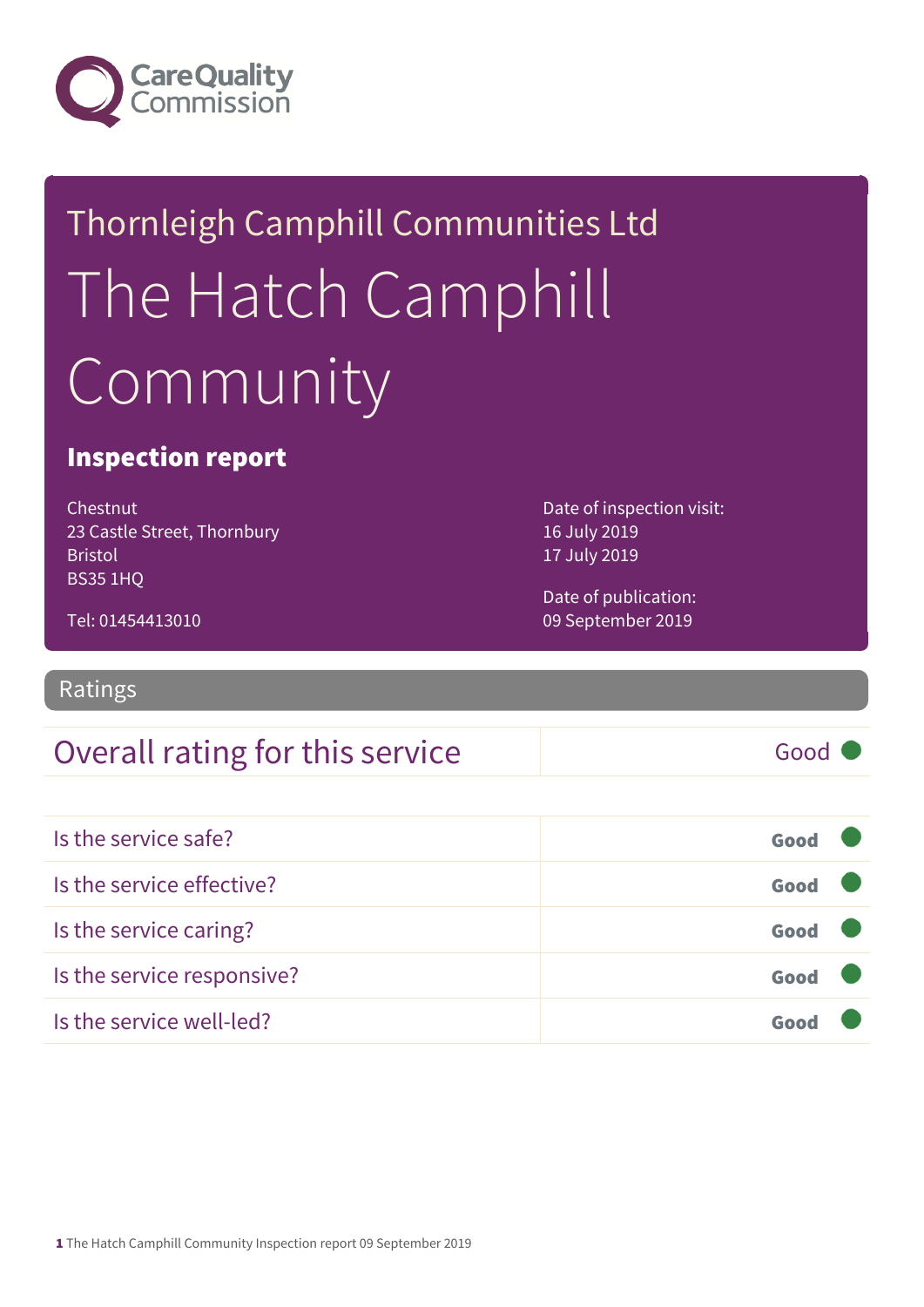Care Quality Commission

# Thornleigh Camphill Communities Ltd

# The Hatch Camphill Community

## Inspection report

Chestnut
23 Castle Street, Thornbury
Bristol
BS35 1HQ

Tel: 01454413010

Date of inspection visit:
16 July 2019
17 July 2019

Date of publication:
09 September 2019

## Ratings

| Overall rating for this service | Good |
|---|---|

| | |
|---|---|
| Is the service safe? | Good |
| Is the service effective? | Good |
| Is the service caring? | Good |
| Is the service responsive? | Good |
| Is the service well-led? | Good |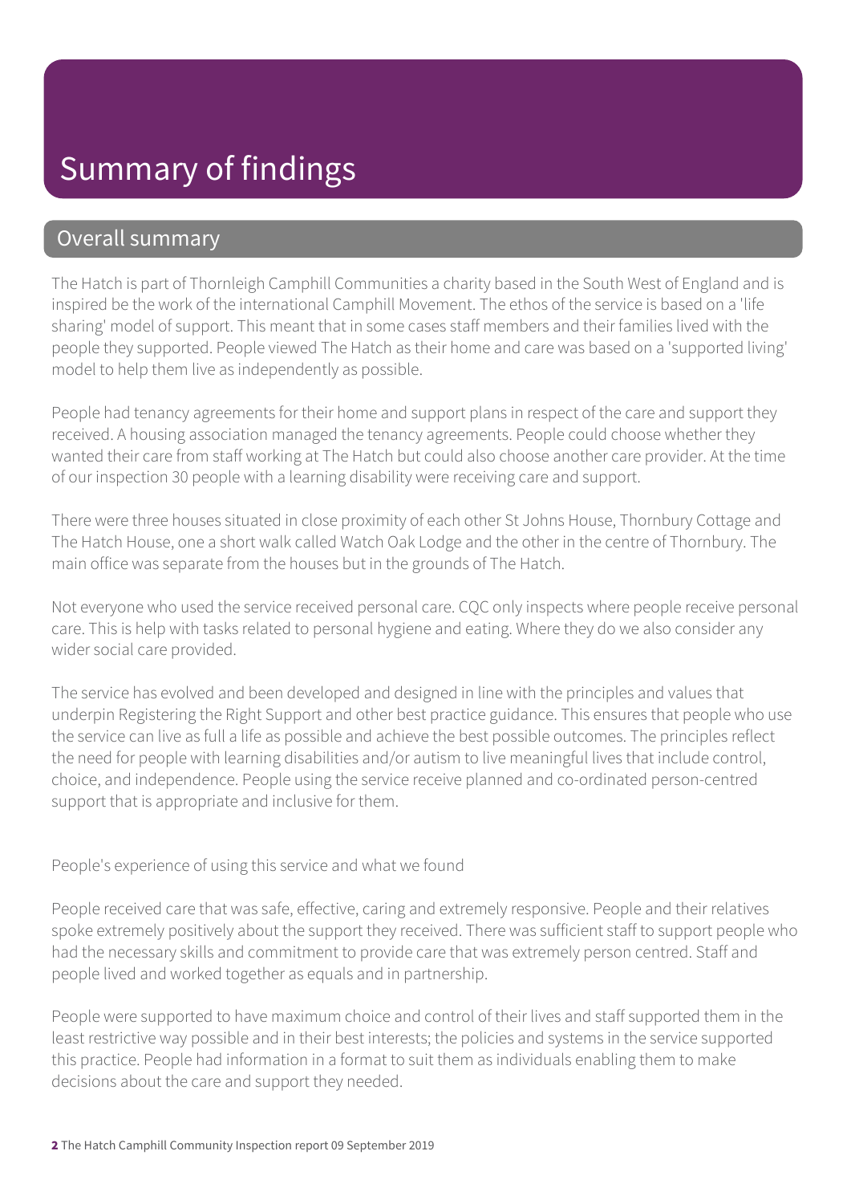# Summary of findings

## Overall summary

The Hatch is part of Thornleigh Camphill Communities a charity based in the South West of England and is inspired be the work of the international Camphill Movement. The ethos of the service is based on a 'life sharing' model of support. This meant that in some cases staff members and their families lived with the people they supported. People viewed The Hatch as their home and care was based on a 'supported living' model to help them live as independently as possible.

People had tenancy agreements for their home and support plans in respect of the care and support they received. A housing association managed the tenancy agreements. People could choose whether they wanted their care from staff working at The Hatch but could also choose another care provider. At the time of our inspection 30 people with a learning disability were receiving care and support.

There were three houses situated in close proximity of each other St Johns House, Thornbury Cottage and The Hatch House, one a short walk called Watch Oak Lodge and the other in the centre of Thornbury. The main office was separate from the houses but in the grounds of The Hatch.

Not everyone who used the service received personal care. CQC only inspects where people receive personal care. This is help with tasks related to personal hygiene and eating. Where they do we also consider any wider social care provided.

The service has evolved and been developed and designed in line with the principles and values that underpin Registering the Right Support and other best practice guidance. This ensures that people who use the service can live as full a life as possible and achieve the best possible outcomes. The principles reflect the need for people with learning disabilities and/or autism to live meaningful lives that include control, choice, and independence. People using the service receive planned and co-ordinated person-centred support that is appropriate and inclusive for them.

People's experience of using this service and what we found

People received care that was safe, effective, caring and extremely responsive. People and their relatives spoke extremely positively about the support they received. There was sufficient staff to support people who had the necessary skills and commitment to provide care that was extremely person centred. Staff and people lived and worked together as equals and in partnership.

People were supported to have maximum choice and control of their lives and staff supported them in the least restrictive way possible and in their best interests; the policies and systems in the service supported this practice. People had information in a format to suit them as individuals enabling them to make decisions about the care and support they needed.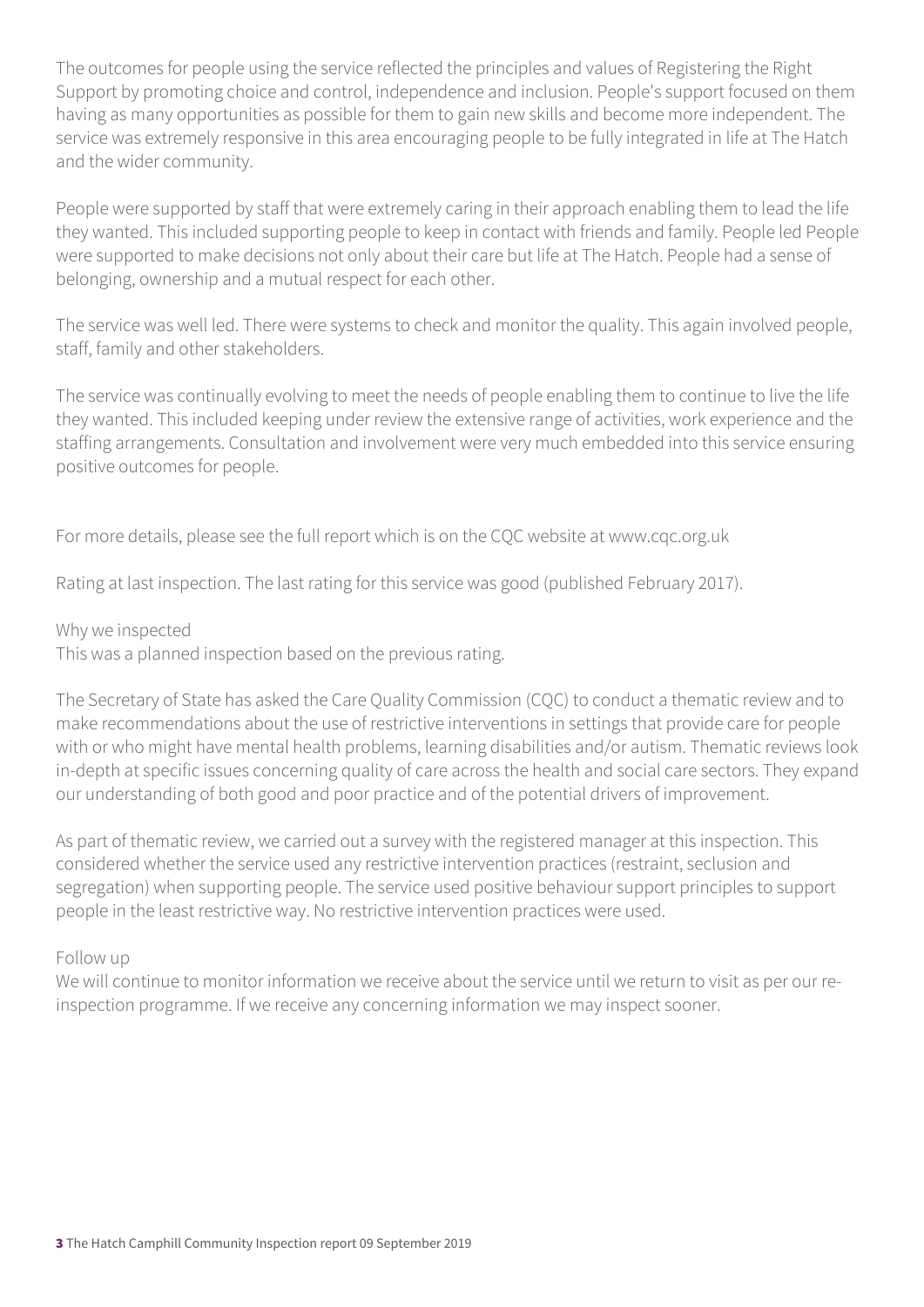The outcomes for people using the service reflected the principles and values of Registering the Right Support by promoting choice and control, independence and inclusion. People's support focused on them having as many opportunities as possible for them to gain new skills and become more independent. The service was extremely responsive in this area encouraging people to be fully integrated in life at The Hatch and the wider community.

People were supported by staff that were extremely caring in their approach enabling them to lead the life they wanted. This included supporting people to keep in contact with friends and family. People led People were supported to make decisions not only about their care but life at The Hatch. People had a sense of belonging, ownership and a mutual respect for each other.

The service was well led. There were systems to check and monitor the quality. This again involved people, staff, family and other stakeholders.

The service was continually evolving to meet the needs of people enabling them to continue to live the life they wanted. This included keeping under review the extensive range of activities, work experience and the staffing arrangements. Consultation and involvement were very much embedded into this service ensuring positive outcomes for people.

For more details, please see the full report which is on the CQC website at www.cqc.org.uk

Rating at last inspection. The last rating for this service was good (published February 2017).

Why we inspected
This was a planned inspection based on the previous rating.

The Secretary of State has asked the Care Quality Commission (CQC) to conduct a thematic review and to make recommendations about the use of restrictive interventions in settings that provide care for people with or who might have mental health problems, learning disabilities and/or autism. Thematic reviews look in-depth at specific issues concerning quality of care across the health and social care sectors. They expand our understanding of both good and poor practice and of the potential drivers of improvement.

As part of thematic review, we carried out a survey with the registered manager at this inspection. This considered whether the service used any restrictive intervention practices (restraint, seclusion and segregation) when supporting people. The service used positive behaviour support principles to support people in the least restrictive way. No restrictive intervention practices were used.

Follow up
We will continue to monitor information we receive about the service until we return to visit as per our re-inspection programme. If we receive any concerning information we may inspect sooner.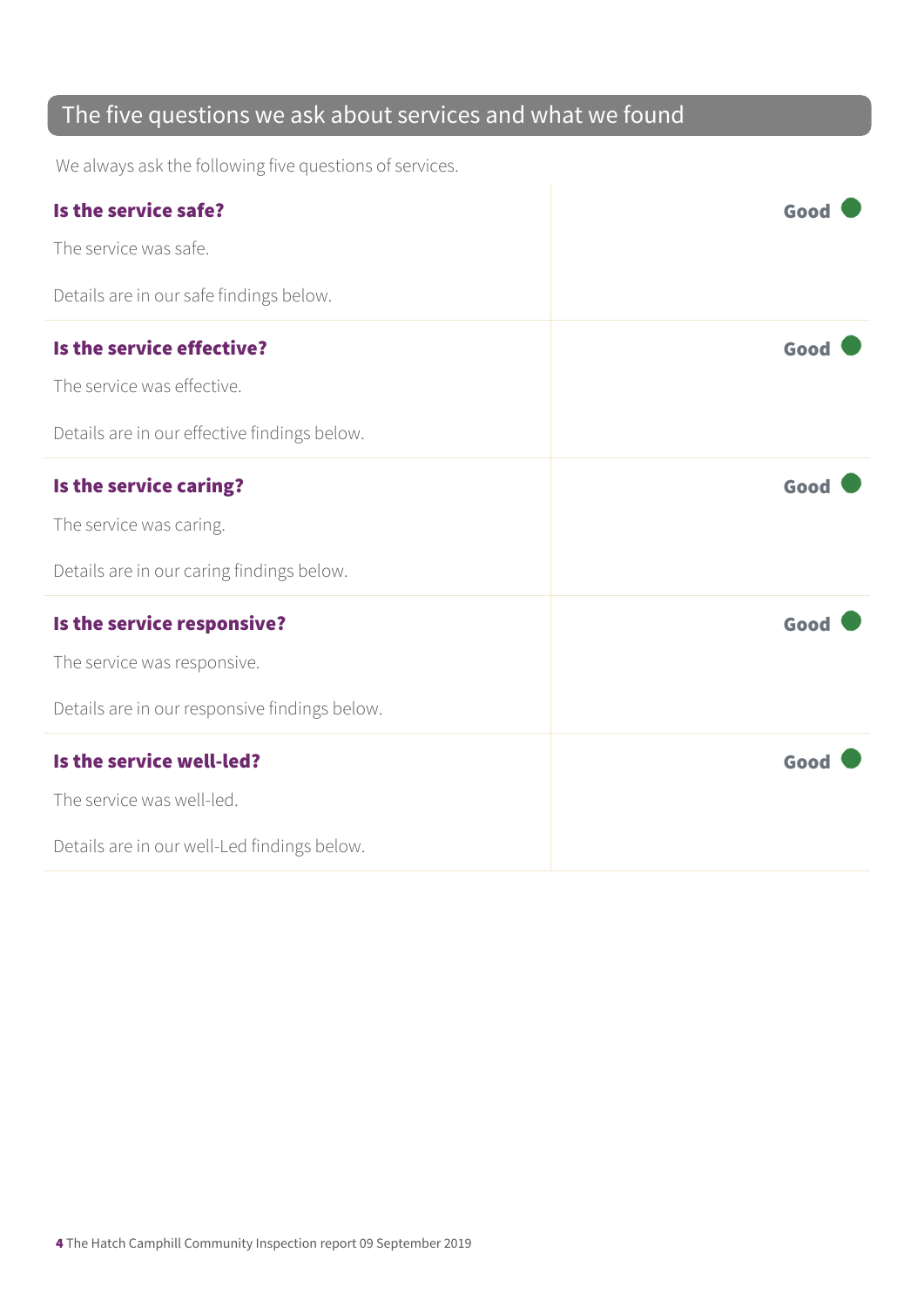## The five questions we ask about services and what we found

We always ask the following five questions of services.

### Is the service safe? — Good

The service was safe.

Details are in our safe findings below.

### Is the service effective? — Good

The service was effective.

Details are in our effective findings below.

### Is the service caring? — Good

The service was caring.

Details are in our caring findings below.

### Is the service responsive? — Good

The service was responsive.

Details are in our responsive findings below.

### Is the service well-led? — Good

The service was well-led.

Details are in our well-Led findings below.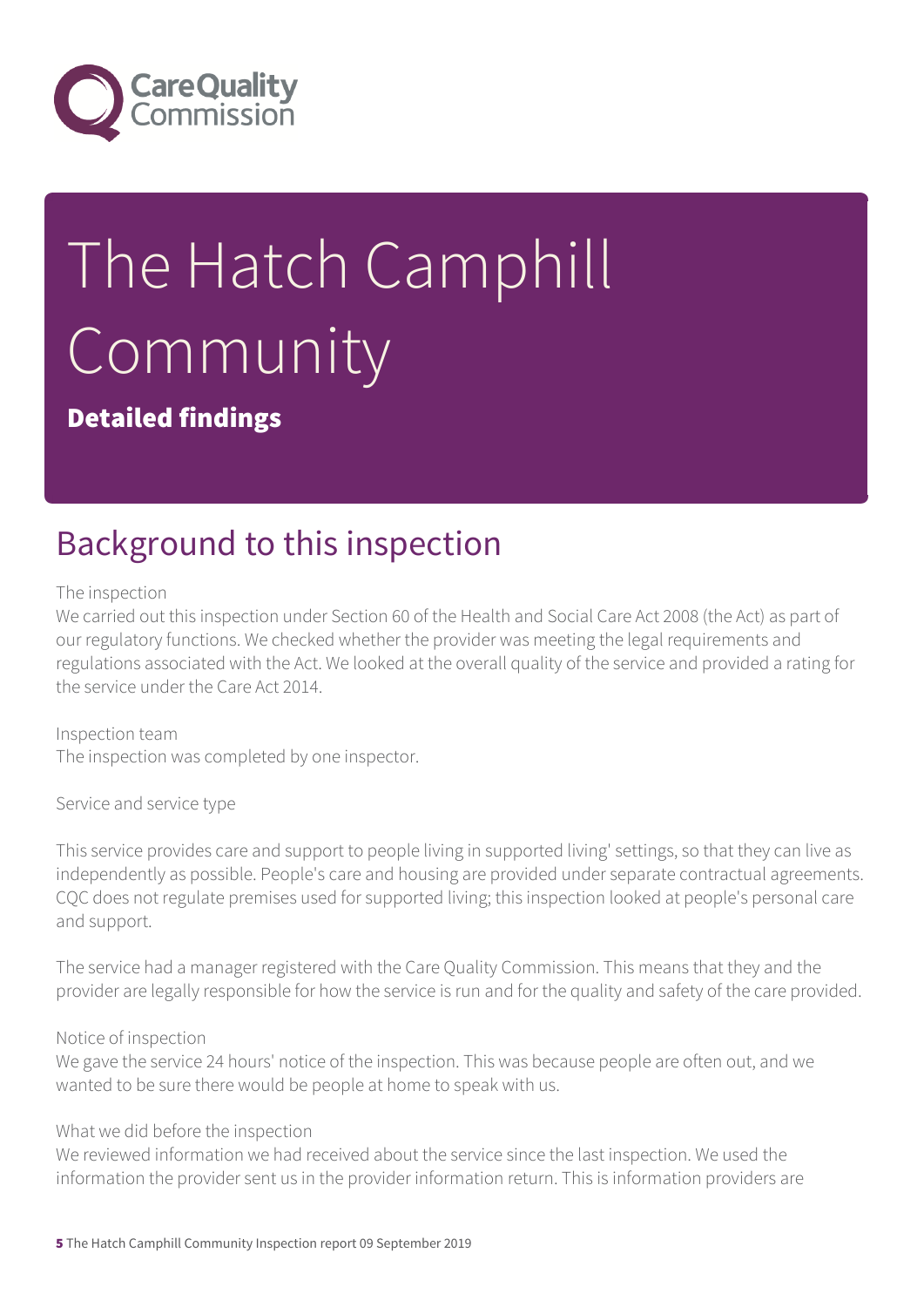# The Hatch Camphill Community

**Detailed findings**

## Background to this inspection

The inspection
We carried out this inspection under Section 60 of the Health and Social Care Act 2008 (the Act) as part of our regulatory functions. We checked whether the provider was meeting the legal requirements and regulations associated with the Act. We looked at the overall quality of the service and provided a rating for the service under the Care Act 2014.

Inspection team
The inspection was completed by one inspector.

Service and service type

This service provides care and support to people living in supported living' settings, so that they can live as independently as possible. People's care and housing are provided under separate contractual agreements. CQC does not regulate premises used for supported living; this inspection looked at people's personal care and support.

The service had a manager registered with the Care Quality Commission. This means that they and the provider are legally responsible for how the service is run and for the quality and safety of the care provided.

Notice of inspection
We gave the service 24 hours' notice of the inspection. This was because people are often out, and we wanted to be sure there would be people at home to speak with us.

What we did before the inspection
We reviewed information we had received about the service since the last inspection. We used the information the provider sent us in the provider information return. This is information providers are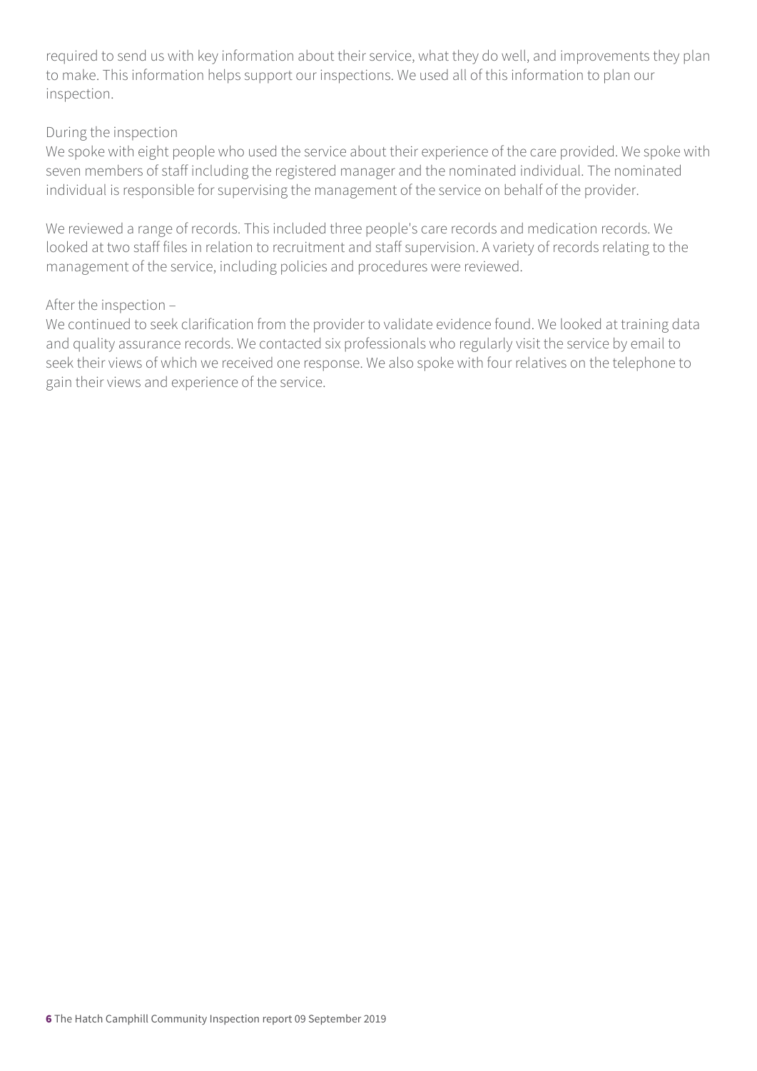required to send us with key information about their service, what they do well, and improvements they plan to make. This information helps support our inspections. We used all of this information to plan our inspection.

During the inspection

We spoke with eight people who used the service about their experience of the care provided. We spoke with seven members of staff including the registered manager and the nominated individual. The nominated individual is responsible for supervising the management of the service on behalf of the provider.

We reviewed a range of records. This included three people's care records and medication records. We looked at two staff files in relation to recruitment and staff supervision. A variety of records relating to the management of the service, including policies and procedures were reviewed.

After the inspection –

We continued to seek clarification from the provider to validate evidence found. We looked at training data and quality assurance records. We contacted six professionals who regularly visit the service by email to seek their views of which we received one response. We also spoke with four relatives on the telephone to gain their views and experience of the service.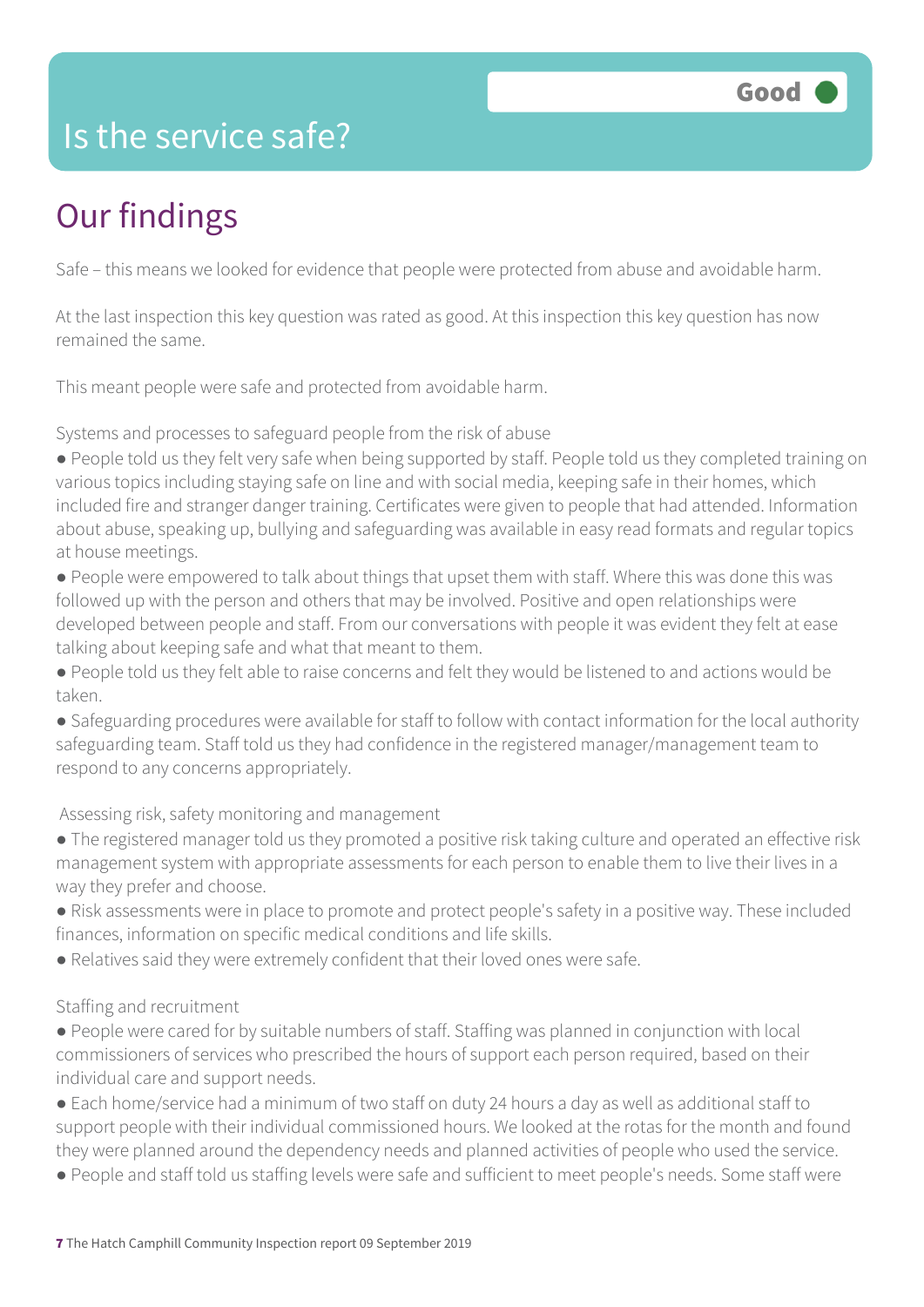# Is the service safe?

**Good**

## Our findings

Safe – this means we looked for evidence that people were protected from abuse and avoidable harm.

At the last inspection this key question was rated as good. At this inspection this key question has now remained the same.

This meant people were safe and protected from avoidable harm.

Systems and processes to safeguard people from the risk of abuse

- People told us they felt very safe when being supported by staff. People told us they completed training on various topics including staying safe on line and with social media, keeping safe in their homes, which included fire and stranger danger training. Certificates were given to people that had attended. Information about abuse, speaking up, bullying and safeguarding was available in easy read formats and regular topics at house meetings.
- People were empowered to talk about things that upset them with staff. Where this was done this was followed up with the person and others that may be involved. Positive and open relationships were developed between people and staff. From our conversations with people it was evident they felt at ease talking about keeping safe and what that meant to them.
- People told us they felt able to raise concerns and felt they would be listened to and actions would be taken.
- Safeguarding procedures were available for staff to follow with contact information for the local authority safeguarding team. Staff told us they had confidence in the registered manager/management team to respond to any concerns appropriately.

Assessing risk, safety monitoring and management

- The registered manager told us they promoted a positive risk taking culture and operated an effective risk management system with appropriate assessments for each person to enable them to live their lives in a way they prefer and choose.
- Risk assessments were in place to promote and protect people's safety in a positive way. These included finances, information on specific medical conditions and life skills.
- Relatives said they were extremely confident that their loved ones were safe.

Staffing and recruitment

- People were cared for by suitable numbers of staff. Staffing was planned in conjunction with local commissioners of services who prescribed the hours of support each person required, based on their individual care and support needs.
- Each home/service had a minimum of two staff on duty 24 hours a day as well as additional staff to support people with their individual commissioned hours. We looked at the rotas for the month and found they were planned around the dependency needs and planned activities of people who used the service.
- People and staff told us staffing levels were safe and sufficient to meet people's needs. Some staff were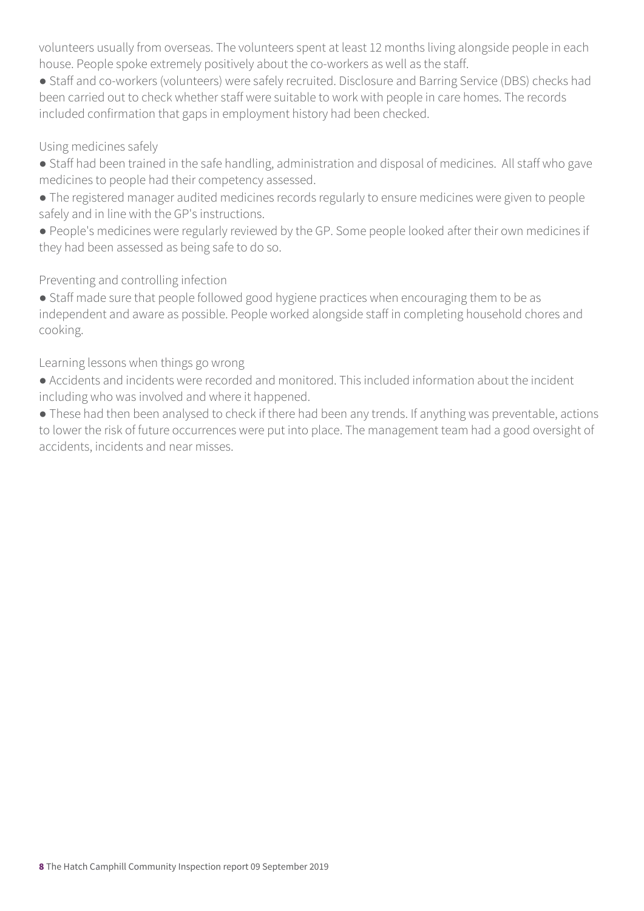volunteers usually from overseas. The volunteers spent at least 12 months living alongside people in each house. People spoke extremely positively about the co-workers as well as the staff.

- Staff and co-workers (volunteers) were safely recruited. Disclosure and Barring Service (DBS) checks had been carried out to check whether staff were suitable to work with people in care homes. The records included confirmation that gaps in employment history had been checked.

Using medicines safely

- Staff had been trained in the safe handling, administration and disposal of medicines. All staff who gave medicines to people had their competency assessed.
- The registered manager audited medicines records regularly to ensure medicines were given to people safely and in line with the GP's instructions.
- People's medicines were regularly reviewed by the GP. Some people looked after their own medicines if they had been assessed as being safe to do so.

Preventing and controlling infection

- Staff made sure that people followed good hygiene practices when encouraging them to be as independent and aware as possible. People worked alongside staff in completing household chores and cooking.

Learning lessons when things go wrong

- Accidents and incidents were recorded and monitored. This included information about the incident including who was involved and where it happened.
- These had then been analysed to check if there had been any trends. If anything was preventable, actions to lower the risk of future occurrences were put into place. The management team had a good oversight of accidents, incidents and near misses.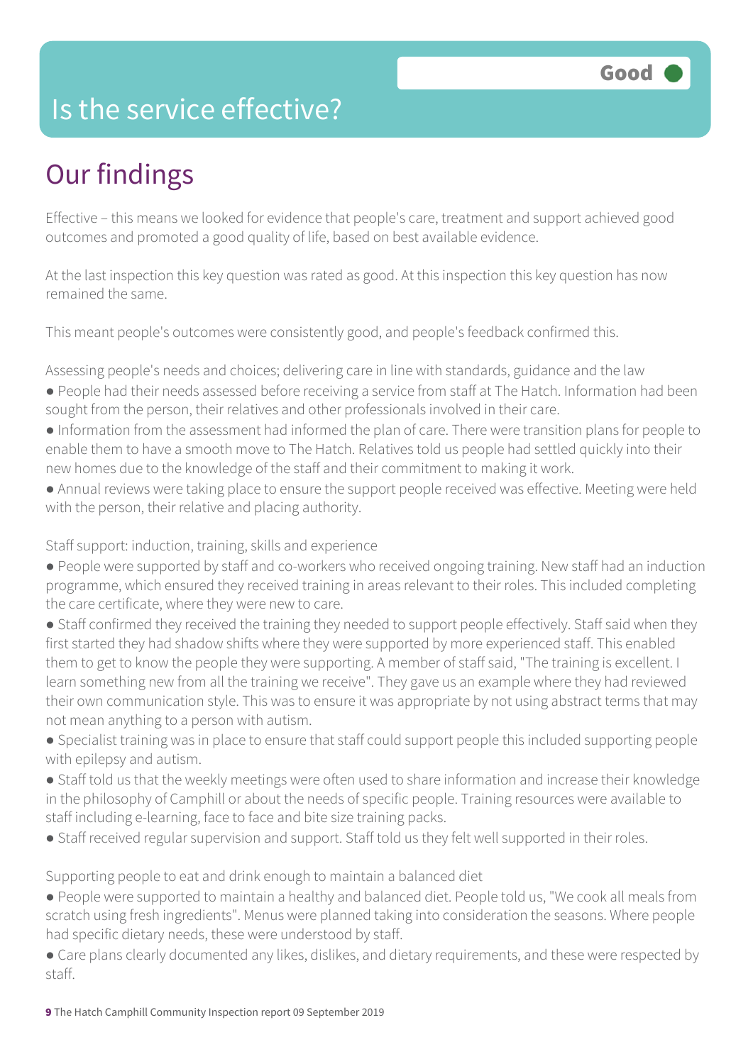Good

# Is the service effective?

## Our findings

Effective – this means we looked for evidence that people's care, treatment and support achieved good outcomes and promoted a good quality of life, based on best available evidence.

At the last inspection this key question was rated as good. At this inspection this key question has now remained the same.

This meant people's outcomes were consistently good, and people's feedback confirmed this.

Assessing people's needs and choices; delivering care in line with standards, guidance and the law

- People had their needs assessed before receiving a service from staff at The Hatch. Information had been sought from the person, their relatives and other professionals involved in their care.
- Information from the assessment had informed the plan of care. There were transition plans for people to enable them to have a smooth move to The Hatch. Relatives told us people had settled quickly into their new homes due to the knowledge of the staff and their commitment to making it work.
- Annual reviews were taking place to ensure the support people received was effective. Meeting were held with the person, their relative and placing authority.

Staff support: induction, training, skills and experience

- People were supported by staff and co-workers who received ongoing training. New staff had an induction programme, which ensured they received training in areas relevant to their roles. This included completing the care certificate, where they were new to care.
- Staff confirmed they received the training they needed to support people effectively. Staff said when they first started they had shadow shifts where they were supported by more experienced staff. This enabled them to get to know the people they were supporting. A member of staff said, "The training is excellent. I learn something new from all the training we receive". They gave us an example where they had reviewed their own communication style. This was to ensure it was appropriate by not using abstract terms that may not mean anything to a person with autism.
- Specialist training was in place to ensure that staff could support people this included supporting people with epilepsy and autism.
- Staff told us that the weekly meetings were often used to share information and increase their knowledge in the philosophy of Camphill or about the needs of specific people. Training resources were available to staff including e-learning, face to face and bite size training packs.
- Staff received regular supervision and support. Staff told us they felt well supported in their roles.

Supporting people to eat and drink enough to maintain a balanced diet

- People were supported to maintain a healthy and balanced diet. People told us, "We cook all meals from scratch using fresh ingredients". Menus were planned taking into consideration the seasons. Where people had specific dietary needs, these were understood by staff.
- Care plans clearly documented any likes, dislikes, and dietary requirements, and these were respected by staff.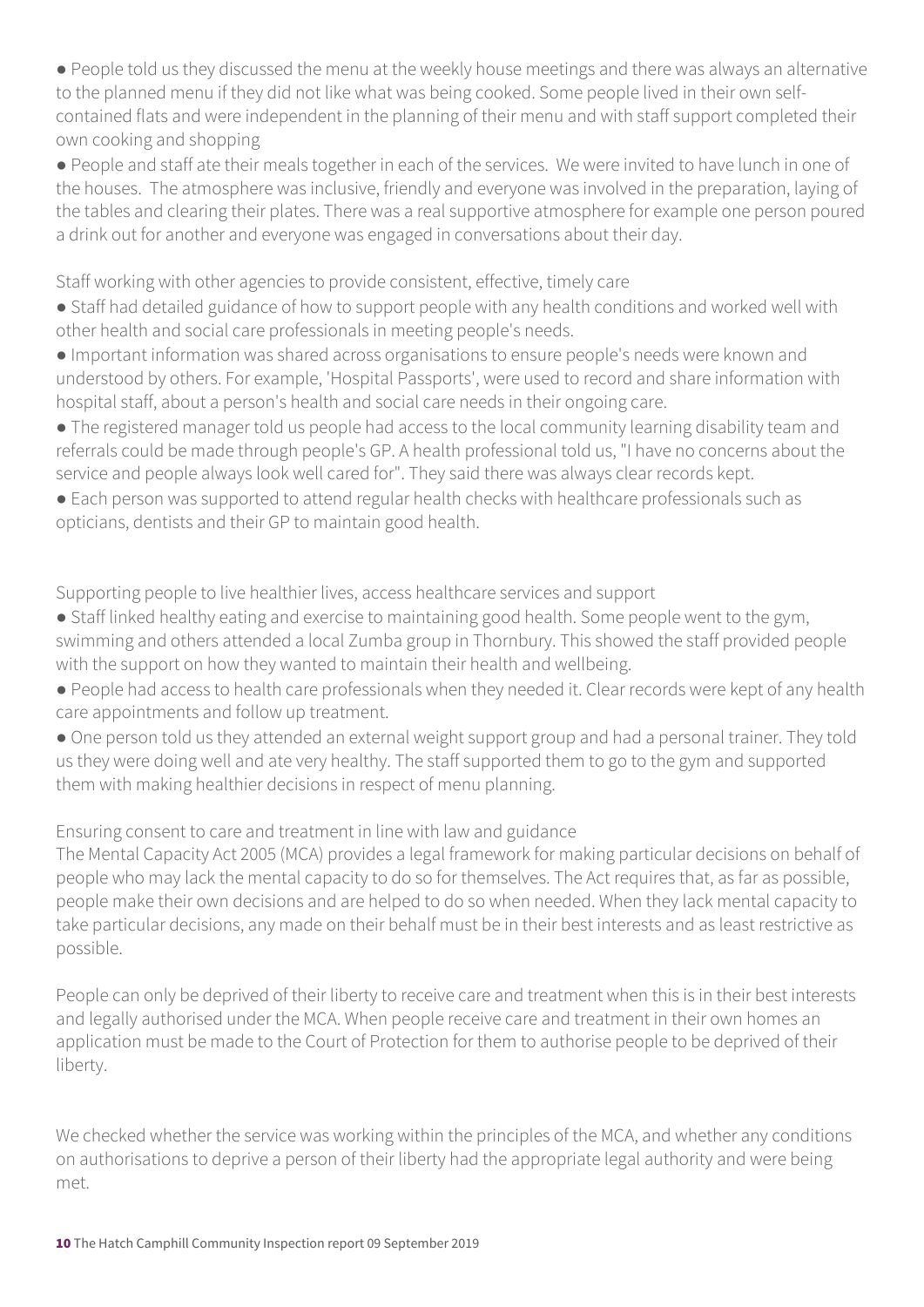- People told us they discussed the menu at the weekly house meetings and there was always an alternative to the planned menu if they did not like what was being cooked. Some people lived in their own self-contained flats and were independent in the planning of their menu and with staff support completed their own cooking and shopping
- People and staff ate their meals together in each of the services. We were invited to have lunch in one of the houses. The atmosphere was inclusive, friendly and everyone was involved in the preparation, laying of the tables and clearing their plates. There was a real supportive atmosphere for example one person poured a drink out for another and everyone was engaged in conversations about their day.

Staff working with other agencies to provide consistent, effective, timely care

- Staff had detailed guidance of how to support people with any health conditions and worked well with other health and social care professionals in meeting people's needs.
- Important information was shared across organisations to ensure people's needs were known and understood by others. For example, 'Hospital Passports', were used to record and share information with hospital staff, about a person's health and social care needs in their ongoing care.
- The registered manager told us people had access to the local community learning disability team and referrals could be made through people's GP. A health professional told us, "I have no concerns about the service and people always look well cared for". They said there was always clear records kept.
- Each person was supported to attend regular health checks with healthcare professionals such as opticians, dentists and their GP to maintain good health.

Supporting people to live healthier lives, access healthcare services and support

- Staff linked healthy eating and exercise to maintaining good health. Some people went to the gym, swimming and others attended a local Zumba group in Thornbury. This showed the staff provided people with the support on how they wanted to maintain their health and wellbeing.
- People had access to health care professionals when they needed it. Clear records were kept of any health care appointments and follow up treatment.
- One person told us they attended an external weight support group and had a personal trainer. They told us they were doing well and ate very healthy. The staff supported them to go to the gym and supported them with making healthier decisions in respect of menu planning.

Ensuring consent to care and treatment in line with law and guidance

The Mental Capacity Act 2005 (MCA) provides a legal framework for making particular decisions on behalf of people who may lack the mental capacity to do so for themselves. The Act requires that, as far as possible, people make their own decisions and are helped to do so when needed. When they lack mental capacity to take particular decisions, any made on their behalf must be in their best interests and as least restrictive as possible.

People can only be deprived of their liberty to receive care and treatment when this is in their best interests and legally authorised under the MCA. When people receive care and treatment in their own homes an application must be made to the Court of Protection for them to authorise people to be deprived of their liberty.

We checked whether the service was working within the principles of the MCA, and whether any conditions on authorisations to deprive a person of their liberty had the appropriate legal authority and were being met.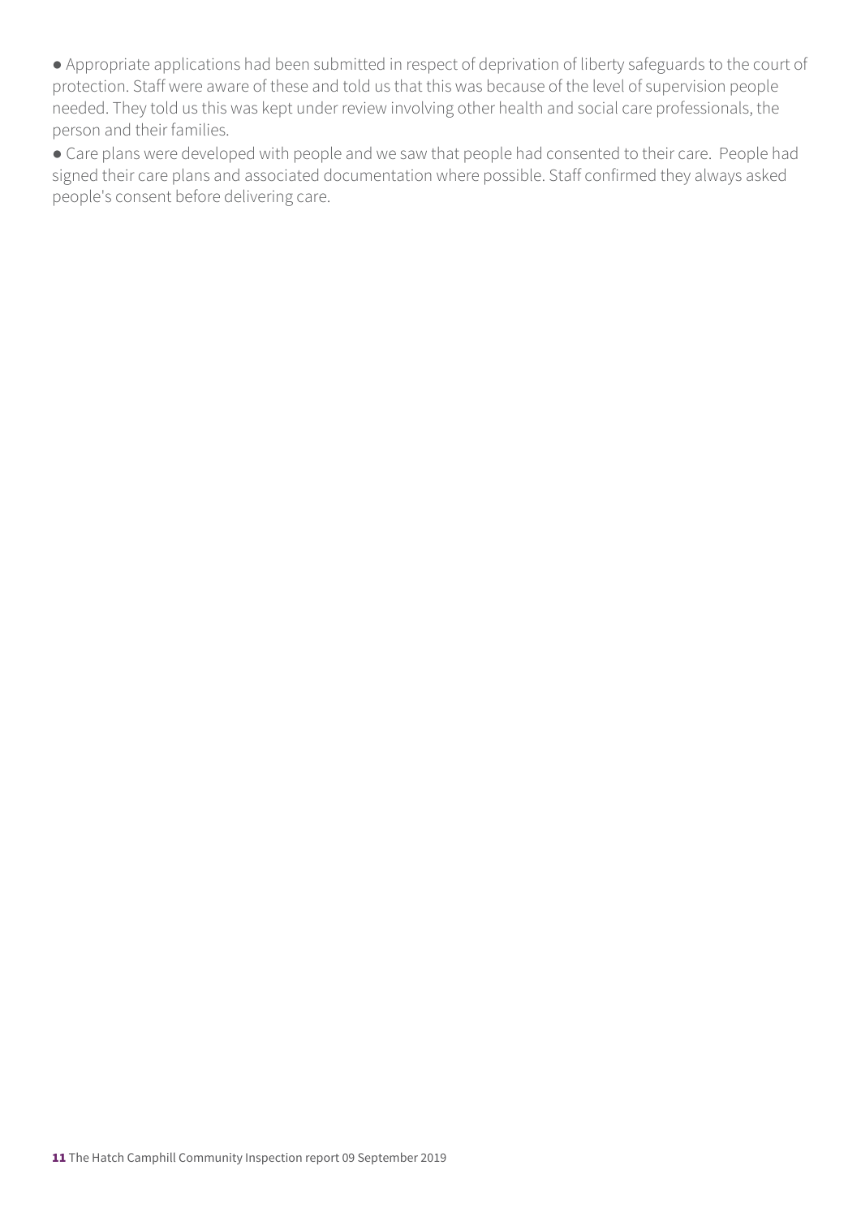- Appropriate applications had been submitted in respect of deprivation of liberty safeguards to the court of protection. Staff were aware of these and told us that this was because of the level of supervision people needed. They told us this was kept under review involving other health and social care professionals, the person and their families.
- Care plans were developed with people and we saw that people had consented to their care. People had signed their care plans and associated documentation where possible. Staff confirmed they always asked people's consent before delivering care.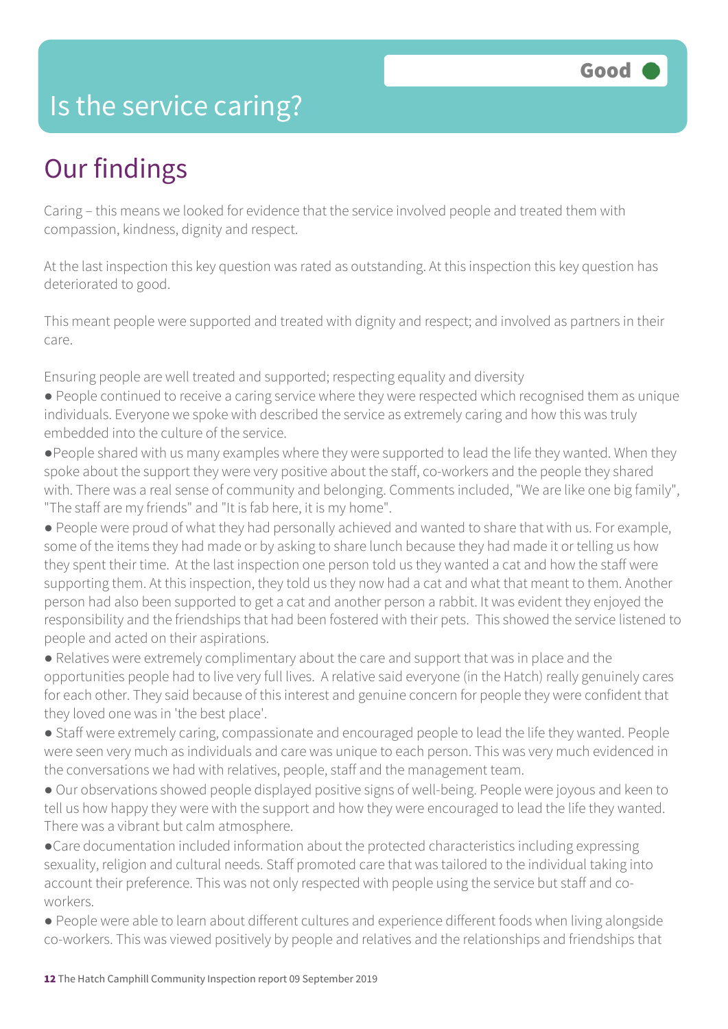# Is the service caring?

Good

## Our findings

Caring – this means we looked for evidence that the service involved people and treated them with compassion, kindness, dignity and respect.

At the last inspection this key question was rated as outstanding. At this inspection this key question has deteriorated to good.

This meant people were supported and treated with dignity and respect; and involved as partners in their care.

Ensuring people are well treated and supported; respecting equality and diversity

- People continued to receive a caring service where they were respected which recognised them as unique individuals. Everyone we spoke with described the service as extremely caring and how this was truly embedded into the culture of the service.
- People shared with us many examples where they were supported to lead the life they wanted. When they spoke about the support they were very positive about the staff, co-workers and the people they shared with. There was a real sense of community and belonging. Comments included, "We are like one big family", "The staff are my friends" and "It is fab here, it is my home".
- People were proud of what they had personally achieved and wanted to share that with us. For example, some of the items they had made or by asking to share lunch because they had made it or telling us how they spent their time. At the last inspection one person told us they wanted a cat and how the staff were supporting them. At this inspection, they told us they now had a cat and what that meant to them. Another person had also been supported to get a cat and another person a rabbit. It was evident they enjoyed the responsibility and the friendships that had been fostered with their pets. This showed the service listened to people and acted on their aspirations.
- Relatives were extremely complimentary about the care and support that was in place and the opportunities people had to live very full lives. A relative said everyone (in the Hatch) really genuinely cares for each other. They said because of this interest and genuine concern for people they were confident that they loved one was in 'the best place'.
- Staff were extremely caring, compassionate and encouraged people to lead the life they wanted. People were seen very much as individuals and care was unique to each person. This was very much evidenced in the conversations we had with relatives, people, staff and the management team.
- Our observations showed people displayed positive signs of well-being. People were joyous and keen to tell us how happy they were with the support and how they were encouraged to lead the life they wanted. There was a vibrant but calm atmosphere.
- Care documentation included information about the protected characteristics including expressing sexuality, religion and cultural needs. Staff promoted care that was tailored to the individual taking into account their preference. This was not only respected with people using the service but staff and co-workers.
- People were able to learn about different cultures and experience different foods when living alongside co-workers. This was viewed positively by people and relatives and the relationships and friendships that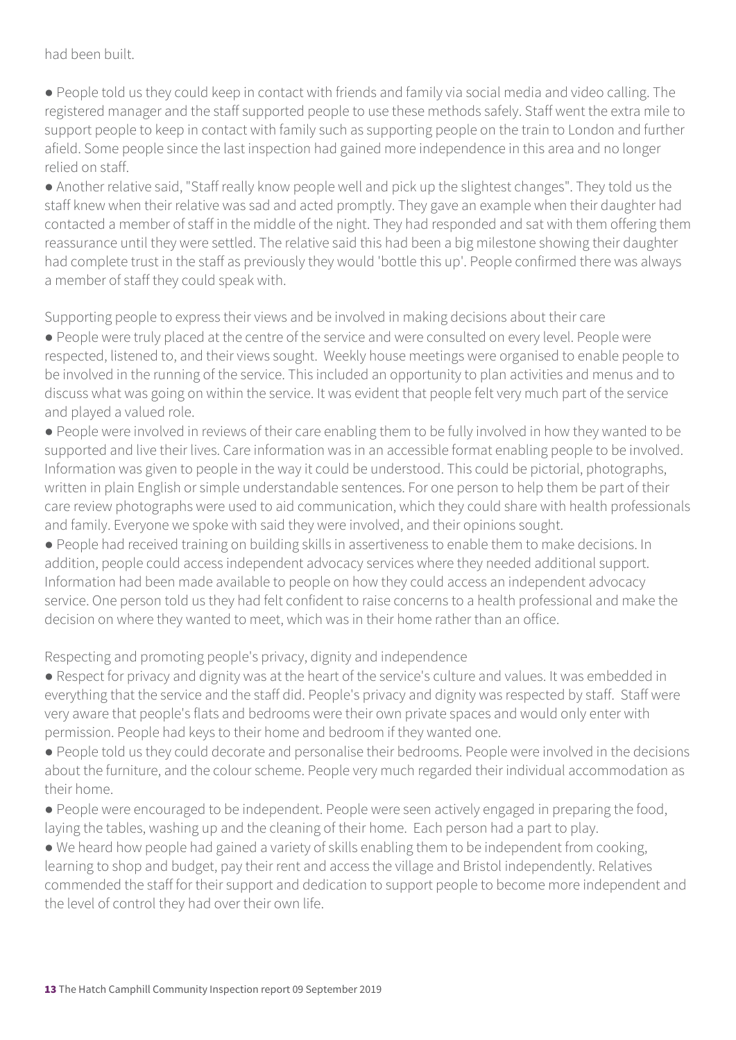had been built.

- People told us they could keep in contact with friends and family via social media and video calling. The registered manager and the staff supported people to use these methods safely. Staff went the extra mile to support people to keep in contact with family such as supporting people on the train to London and further afield. Some people since the last inspection had gained more independence in this area and no longer relied on staff.
- Another relative said, "Staff really know people well and pick up the slightest changes". They told us the staff knew when their relative was sad and acted promptly. They gave an example when their daughter had contacted a member of staff in the middle of the night. They had responded and sat with them offering them reassurance until they were settled. The relative said this had been a big milestone showing their daughter had complete trust in the staff as previously they would 'bottle this up'. People confirmed there was always a member of staff they could speak with.

Supporting people to express their views and be involved in making decisions about their care

- People were truly placed at the centre of the service and were consulted on every level. People were respected, listened to, and their views sought. Weekly house meetings were organised to enable people to be involved in the running of the service. This included an opportunity to plan activities and menus and to discuss what was going on within the service. It was evident that people felt very much part of the service and played a valued role.
- People were involved in reviews of their care enabling them to be fully involved in how they wanted to be supported and live their lives. Care information was in an accessible format enabling people to be involved. Information was given to people in the way it could be understood. This could be pictorial, photographs, written in plain English or simple understandable sentences. For one person to help them be part of their care review photographs were used to aid communication, which they could share with health professionals and family. Everyone we spoke with said they were involved, and their opinions sought.
- People had received training on building skills in assertiveness to enable them to make decisions. In addition, people could access independent advocacy services where they needed additional support. Information had been made available to people on how they could access an independent advocacy service. One person told us they had felt confident to raise concerns to a health professional and make the decision on where they wanted to meet, which was in their home rather than an office.

Respecting and promoting people's privacy, dignity and independence

- Respect for privacy and dignity was at the heart of the service's culture and values. It was embedded in everything that the service and the staff did. People's privacy and dignity was respected by staff. Staff were very aware that people's flats and bedrooms were their own private spaces and would only enter with permission. People had keys to their home and bedroom if they wanted one.
- People told us they could decorate and personalise their bedrooms. People were involved in the decisions about the furniture, and the colour scheme. People very much regarded their individual accommodation as their home.
- People were encouraged to be independent. People were seen actively engaged in preparing the food, laying the tables, washing up and the cleaning of their home. Each person had a part to play.
- We heard how people had gained a variety of skills enabling them to be independent from cooking, learning to shop and budget, pay their rent and access the village and Bristol independently. Relatives commended the staff for their support and dedication to support people to become more independent and the level of control they had over their own life.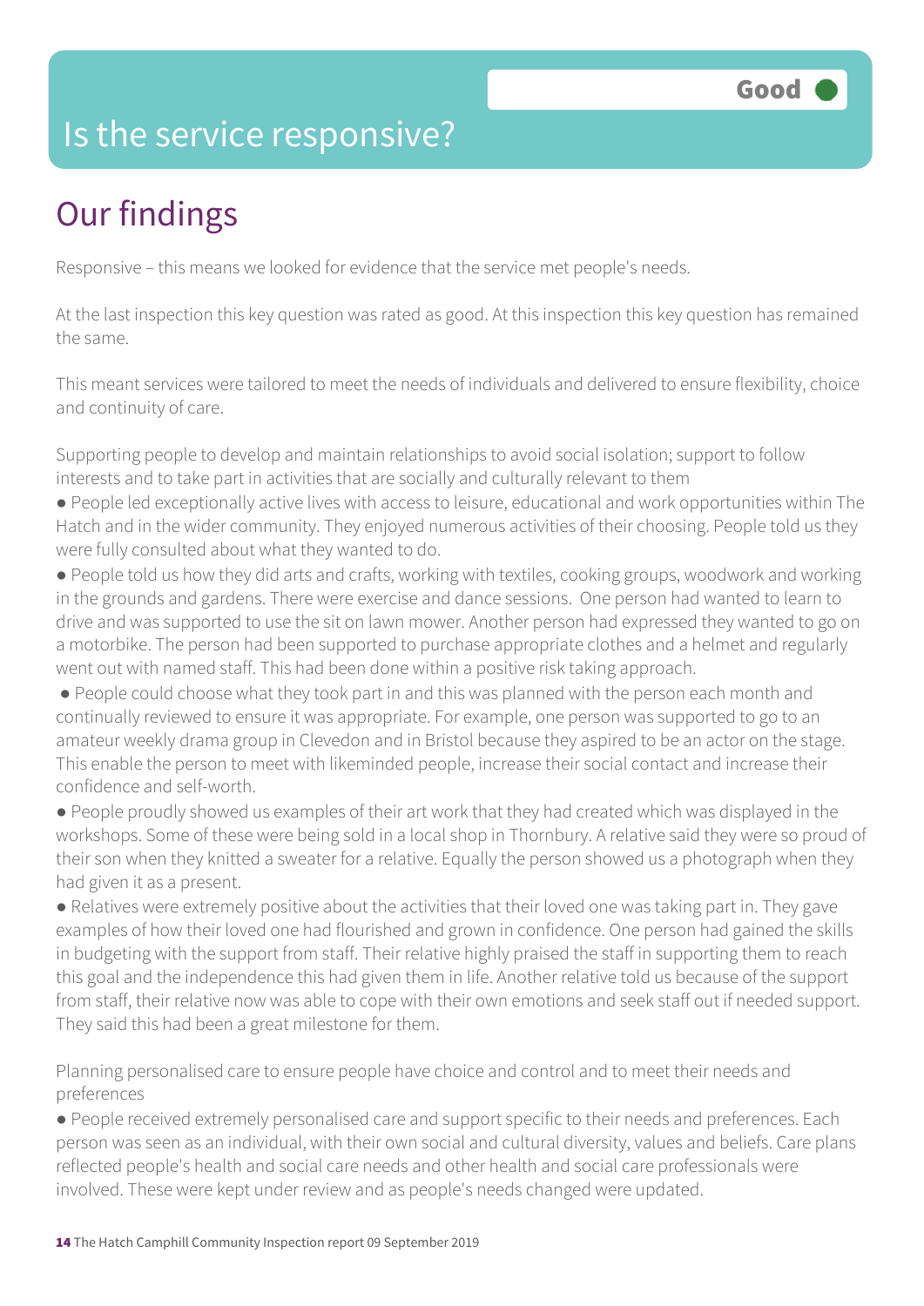# Is the service responsive?

**Good**

## Our findings

Responsive – this means we looked for evidence that the service met people's needs.

At the last inspection this key question was rated as good. At this inspection this key question has remained the same.

This meant services were tailored to meet the needs of individuals and delivered to ensure flexibility, choice and continuity of care.

Supporting people to develop and maintain relationships to avoid social isolation; support to follow interests and to take part in activities that are socially and culturally relevant to them

- People led exceptionally active lives with access to leisure, educational and work opportunities within The Hatch and in the wider community. They enjoyed numerous activities of their choosing. People told us they were fully consulted about what they wanted to do.
- People told us how they did arts and crafts, working with textiles, cooking groups, woodwork and working in the grounds and gardens. There were exercise and dance sessions. One person had wanted to learn to drive and was supported to use the sit on lawn mower. Another person had expressed they wanted to go on a motorbike. The person had been supported to purchase appropriate clothes and a helmet and regularly went out with named staff. This had been done within a positive risk taking approach.
- People could choose what they took part in and this was planned with the person each month and continually reviewed to ensure it was appropriate. For example, one person was supported to go to an amateur weekly drama group in Clevedon and in Bristol because they aspired to be an actor on the stage. This enable the person to meet with likeminded people, increase their social contact and increase their confidence and self-worth.
- People proudly showed us examples of their art work that they had created which was displayed in the workshops. Some of these were being sold in a local shop in Thornbury. A relative said they were so proud of their son when they knitted a sweater for a relative. Equally the person showed us a photograph when they had given it as a present.
- Relatives were extremely positive about the activities that their loved one was taking part in. They gave examples of how their loved one had flourished and grown in confidence. One person had gained the skills in budgeting with the support from staff. Their relative highly praised the staff in supporting them to reach this goal and the independence this had given them in life. Another relative told us because of the support from staff, their relative now was able to cope with their own emotions and seek staff out if needed support. They said this had been a great milestone for them.

Planning personalised care to ensure people have choice and control and to meet their needs and preferences

- People received extremely personalised care and support specific to their needs and preferences. Each person was seen as an individual, with their own social and cultural diversity, values and beliefs. Care plans reflected people's health and social care needs and other health and social care professionals were involved. These were kept under review and as people's needs changed were updated.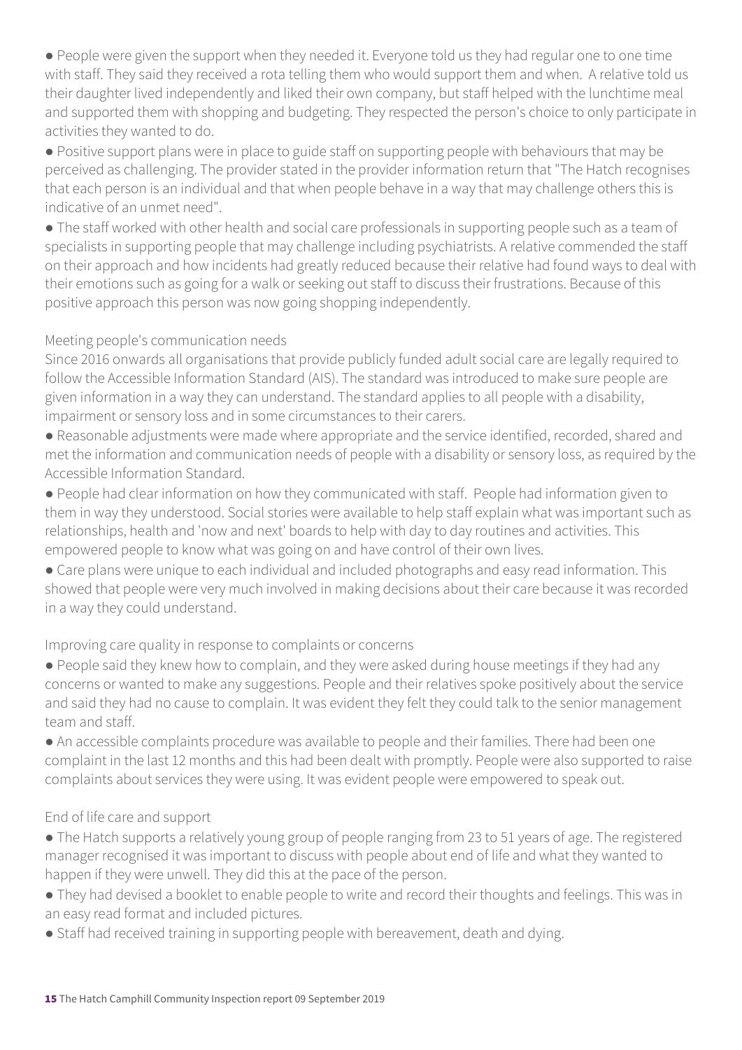- People were given the support when they needed it. Everyone told us they had regular one to one time with staff. They said they received a rota telling them who would support them and when. A relative told us their daughter lived independently and liked their own company, but staff helped with the lunchtime meal and supported them with shopping and budgeting. They respected the person's choice to only participate in activities they wanted to do.
- Positive support plans were in place to guide staff on supporting people with behaviours that may be perceived as challenging. The provider stated in the provider information return that "The Hatch recognises that each person is an individual and that when people behave in a way that may challenge others this is indicative of an unmet need".
- The staff worked with other health and social care professionals in supporting people such as a team of specialists in supporting people that may challenge including psychiatrists. A relative commended the staff on their approach and how incidents had greatly reduced because their relative had found ways to deal with their emotions such as going for a walk or seeking out staff to discuss their frustrations. Because of this positive approach this person was now going shopping independently.

Meeting people's communication needs

Since 2016 onwards all organisations that provide publicly funded adult social care are legally required to follow the Accessible Information Standard (AIS). The standard was introduced to make sure people are given information in a way they can understand. The standard applies to all people with a disability, impairment or sensory loss and in some circumstances to their carers.

- Reasonable adjustments were made where appropriate and the service identified, recorded, shared and met the information and communication needs of people with a disability or sensory loss, as required by the Accessible Information Standard.
- People had clear information on how they communicated with staff. People had information given to them in way they understood. Social stories were available to help staff explain what was important such as relationships, health and 'now and next' boards to help with day to day routines and activities. This empowered people to know what was going on and have control of their own lives.
- Care plans were unique to each individual and included photographs and easy read information. This showed that people were very much involved in making decisions about their care because it was recorded in a way they could understand.

Improving care quality in response to complaints or concerns

- People said they knew how to complain, and they were asked during house meetings if they had any concerns or wanted to make any suggestions. People and their relatives spoke positively about the service and said they had no cause to complain. It was evident they felt they could talk to the senior management team and staff.
- An accessible complaints procedure was available to people and their families. There had been one complaint in the last 12 months and this had been dealt with promptly. People were also supported to raise complaints about services they were using. It was evident people were empowered to speak out.

End of life care and support

- The Hatch supports a relatively young group of people ranging from 23 to 51 years of age. The registered manager recognised it was important to discuss with people about end of life and what they wanted to happen if they were unwell. They did this at the pace of the person.
- They had devised a booklet to enable people to write and record their thoughts and feelings. This was in an easy read format and included pictures.
- Staff had received training in supporting people with bereavement, death and dying.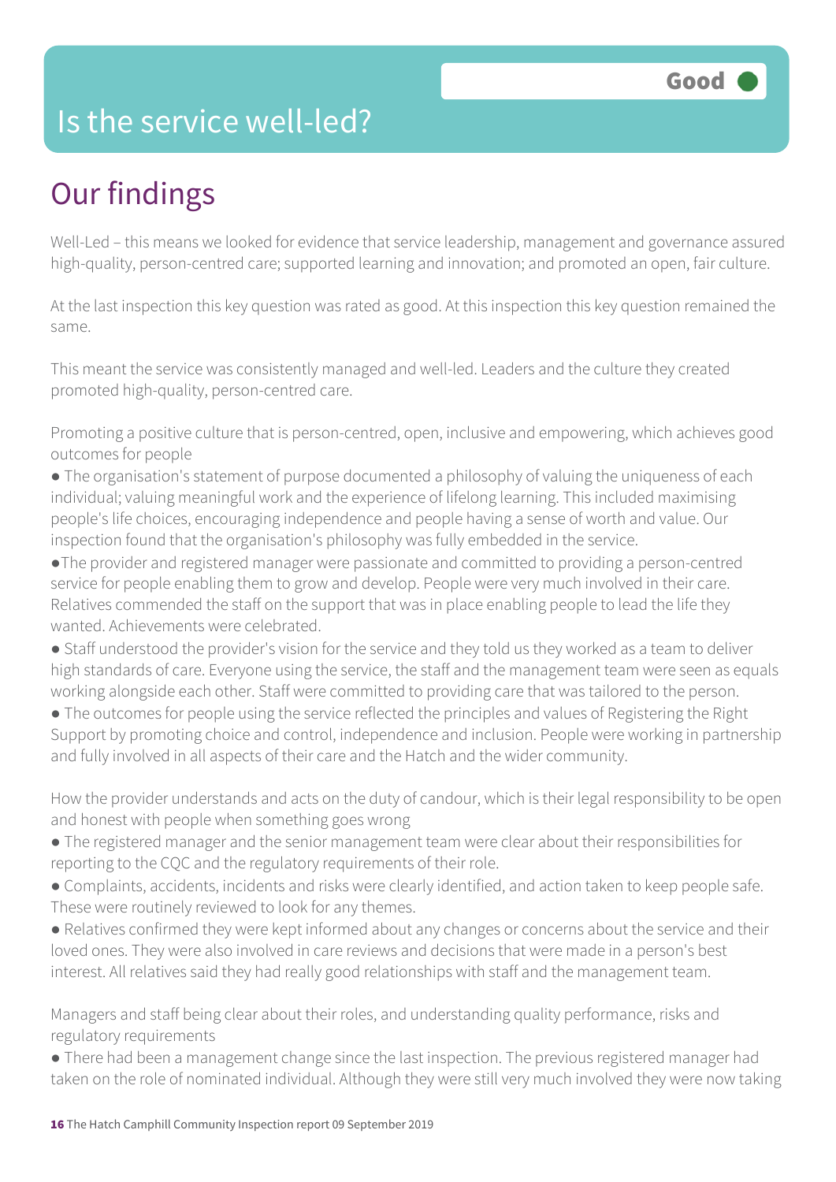# Is the service well-led?

**Good**

## Our findings

Well-Led – this means we looked for evidence that service leadership, management and governance assured high-quality, person-centred care; supported learning and innovation; and promoted an open, fair culture.

At the last inspection this key question was rated as good. At this inspection this key question remained the same.

This meant the service was consistently managed and well-led. Leaders and the culture they created promoted high-quality, person-centred care.

Promoting a positive culture that is person-centred, open, inclusive and empowering, which achieves good outcomes for people

- The organisation's statement of purpose documented a philosophy of valuing the uniqueness of each individual; valuing meaningful work and the experience of lifelong learning. This included maximising people's life choices, encouraging independence and people having a sense of worth and value. Our inspection found that the organisation's philosophy was fully embedded in the service.
- The provider and registered manager were passionate and committed to providing a person-centred service for people enabling them to grow and develop. People were very much involved in their care. Relatives commended the staff on the support that was in place enabling people to lead the life they wanted. Achievements were celebrated.
- Staff understood the provider's vision for the service and they told us they worked as a team to deliver high standards of care. Everyone using the service, the staff and the management team were seen as equals working alongside each other. Staff were committed to providing care that was tailored to the person.
- The outcomes for people using the service reflected the principles and values of Registering the Right Support by promoting choice and control, independence and inclusion. People were working in partnership and fully involved in all aspects of their care and the Hatch and the wider community.

How the provider understands and acts on the duty of candour, which is their legal responsibility to be open and honest with people when something goes wrong

- The registered manager and the senior management team were clear about their responsibilities for reporting to the CQC and the regulatory requirements of their role.
- Complaints, accidents, incidents and risks were clearly identified, and action taken to keep people safe. These were routinely reviewed to look for any themes.
- Relatives confirmed they were kept informed about any changes or concerns about the service and their loved ones. They were also involved in care reviews and decisions that were made in a person's best interest. All relatives said they had really good relationships with staff and the management team.

Managers and staff being clear about their roles, and understanding quality performance, risks and regulatory requirements

- There had been a management change since the last inspection. The previous registered manager had taken on the role of nominated individual. Although they were still very much involved they were now taking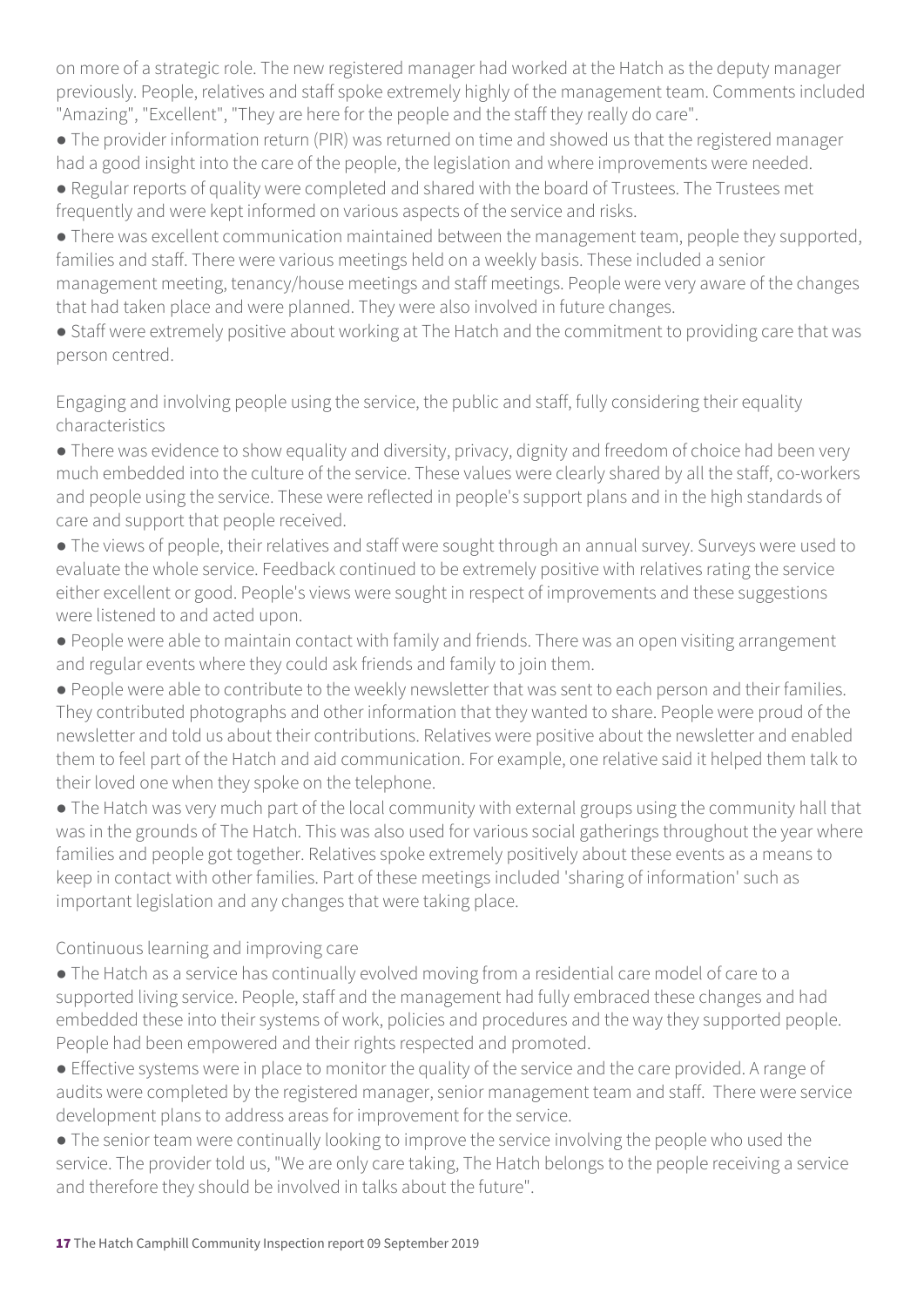on more of a strategic role. The new registered manager had worked at the Hatch as the deputy manager previously. People, relatives and staff spoke extremely highly of the management team. Comments included "Amazing", "Excellent", "They are here for the people and the staff they really do care".

- The provider information return (PIR) was returned on time and showed us that the registered manager had a good insight into the care of the people, the legislation and where improvements were needed.
- Regular reports of quality were completed and shared with the board of Trustees. The Trustees met frequently and were kept informed on various aspects of the service and risks.
- There was excellent communication maintained between the management team, people they supported, families and staff. There were various meetings held on a weekly basis. These included a senior management meeting, tenancy/house meetings and staff meetings. People were very aware of the changes that had taken place and were planned. They were also involved in future changes.
- Staff were extremely positive about working at The Hatch and the commitment to providing care that was person centred.

Engaging and involving people using the service, the public and staff, fully considering their equality characteristics

- There was evidence to show equality and diversity, privacy, dignity and freedom of choice had been very much embedded into the culture of the service. These values were clearly shared by all the staff, co-workers and people using the service. These were reflected in people's support plans and in the high standards of care and support that people received.
- The views of people, their relatives and staff were sought through an annual survey. Surveys were used to evaluate the whole service. Feedback continued to be extremely positive with relatives rating the service either excellent or good. People's views were sought in respect of improvements and these suggestions were listened to and acted upon.
- People were able to maintain contact with family and friends. There was an open visiting arrangement and regular events where they could ask friends and family to join them.
- People were able to contribute to the weekly newsletter that was sent to each person and their families. They contributed photographs and other information that they wanted to share. People were proud of the newsletter and told us about their contributions. Relatives were positive about the newsletter and enabled them to feel part of the Hatch and aid communication. For example, one relative said it helped them talk to their loved one when they spoke on the telephone.
- The Hatch was very much part of the local community with external groups using the community hall that was in the grounds of The Hatch. This was also used for various social gatherings throughout the year where families and people got together. Relatives spoke extremely positively about these events as a means to keep in contact with other families. Part of these meetings included 'sharing of information' such as important legislation and any changes that were taking place.

Continuous learning and improving care

- The Hatch as a service has continually evolved moving from a residential care model of care to a supported living service. People, staff and the management had fully embraced these changes and had embedded these into their systems of work, policies and procedures and the way they supported people. People had been empowered and their rights respected and promoted.
- Effective systems were in place to monitor the quality of the service and the care provided. A range of audits were completed by the registered manager, senior management team and staff. There were service development plans to address areas for improvement for the service.
- The senior team were continually looking to improve the service involving the people who used the service. The provider told us, "We are only care taking, The Hatch belongs to the people receiving a service and therefore they should be involved in talks about the future".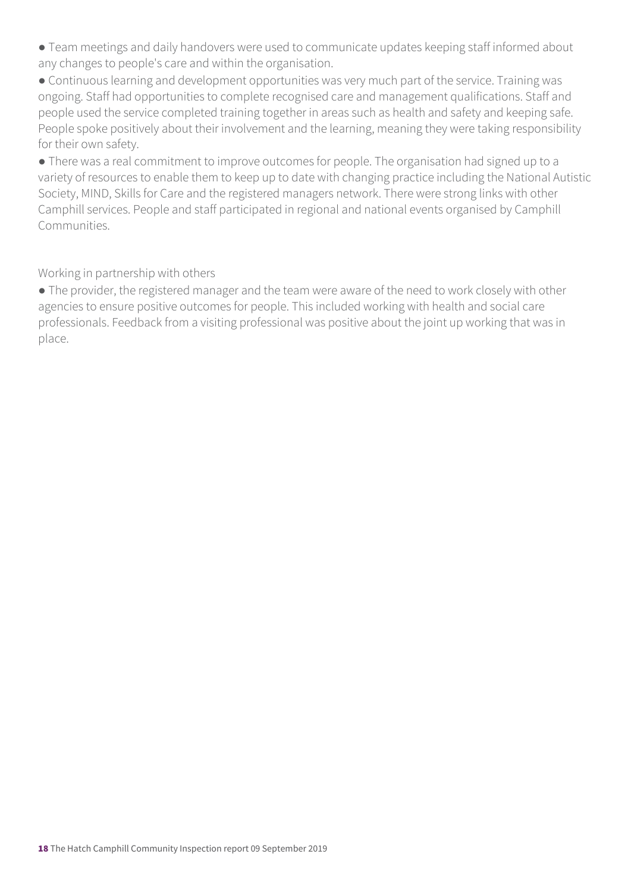- Team meetings and daily handovers were used to communicate updates keeping staff informed about any changes to people's care and within the organisation.
- Continuous learning and development opportunities was very much part of the service. Training was ongoing. Staff had opportunities to complete recognised care and management qualifications. Staff and people used the service completed training together in areas such as health and safety and keeping safe. People spoke positively about their involvement and the learning, meaning they were taking responsibility for their own safety.
- There was a real commitment to improve outcomes for people. The organisation had signed up to a variety of resources to enable them to keep up to date with changing practice including the National Autistic Society, MIND, Skills for Care and the registered managers network. There were strong links with other Camphill services. People and staff participated in regional and national events organised by Camphill Communities.

Working in partnership with others

- The provider, the registered manager and the team were aware of the need to work closely with other agencies to ensure positive outcomes for people. This included working with health and social care professionals. Feedback from a visiting professional was positive about the joint up working that was in place.